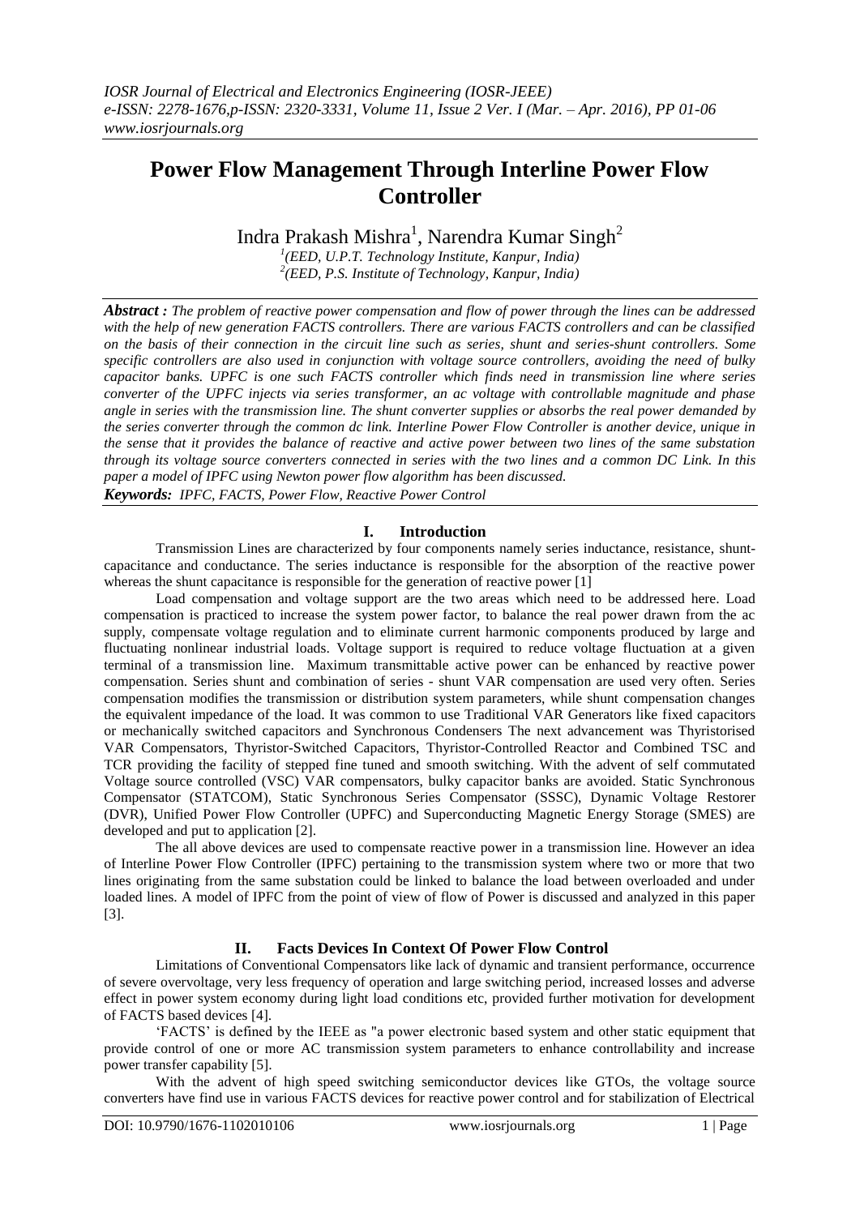# Power Flow Management Through Interline Power Flow Controller

Indra Prakash Mishra[1], Narendra Kumar Singh[2]

[1](EED, U.P.T. Technology Institute, Kanpur, India)
[2](EED, P.S. Institute of Technology, Kanpur, India)

***Abstract :*** *The problem of reactive power compensation and flow of power through the lines can be addressed with the help of new generation FACTS controllers. There are various FACTS controllers and can be classified on the basis of their connection in the circuit line such as series, shunt and series-shunt controllers. Some specific controllers are also used in conjunction with voltage source controllers, avoiding the need of bulky capacitor banks. UPFC is one such FACTS controller which finds need in transmission line where series converter of the UPFC injects via series transformer, an ac voltage with controllable magnitude and phase angle in series with the transmission line. The shunt converter supplies or absorbs the real power demanded by the series converter through the common dc link. Interline Power Flow Controller is another device, unique in the sense that it provides the balance of reactive and active power between two lines of the same substation through its voltage source converters connected in series with the two lines and a common DC Link. In this paper a model of IPFC using Newton power flow algorithm has been discussed.*

***Keywords:*** *IPFC, FACTS, Power Flow, Reactive Power Control*

## I. Introduction

Transmission Lines are characterized by four components namely series inductance, resistance, shunt-capacitance and conductance. The series inductance is responsible for the absorption of the reactive power whereas the shunt capacitance is responsible for the generation of reactive power [1]

Load compensation and voltage support are the two areas which need to be addressed here. Load compensation is practiced to increase the system power factor, to balance the real power drawn from the ac supply, compensate voltage regulation and to eliminate current harmonic components produced by large and fluctuating nonlinear industrial loads. Voltage support is required to reduce voltage fluctuation at a given terminal of a transmission line. Maximum transmittable active power can be enhanced by reactive power compensation. Series shunt and combination of series - shunt VAR compensation are used very often. Series compensation modifies the transmission or distribution system parameters, while shunt compensation changes the equivalent impedance of the load. It was common to use Traditional VAR Generators like fixed capacitors or mechanically switched capacitors and Synchronous Condensers The next advancement was Thyristorised VAR Compensators, Thyristor-Switched Capacitors, Thyristor-Controlled Reactor and Combined TSC and TCR providing the facility of stepped fine tuned and smooth switching. With the advent of self commutated Voltage source controlled (VSC) VAR compensators, bulky capacitor banks are avoided. Static Synchronous Compensator (STATCOM), Static Synchronous Series Compensator (SSSC), Dynamic Voltage Restorer (DVR), Unified Power Flow Controller (UPFC) and Superconducting Magnetic Energy Storage (SMES) are developed and put to application [2].

The all above devices are used to compensate reactive power in a transmission line. However an idea of Interline Power Flow Controller (IPFC) pertaining to the transmission system where two or more that two lines originating from the same substation could be linked to balance the load between overloaded and under loaded lines. A model of IPFC from the point of view of flow of Power is discussed and analyzed in this paper [3].

## II. Facts Devices In Context Of Power Flow Control

Limitations of Conventional Compensators like lack of dynamic and transient performance, occurrence of severe overvoltage, very less frequency of operation and large switching period, increased losses and adverse effect in power system economy during light load conditions etc, provided further motivation for development of FACTS based devices [4].

'FACTS' is defined by the IEEE as "a power electronic based system and other static equipment that provide control of one or more AC transmission system parameters to enhance controllability and increase power transfer capability [5].

With the advent of high speed switching semiconductor devices like GTOs, the voltage source converters have find use in various FACTS devices for reactive power control and for stabilization of Electrical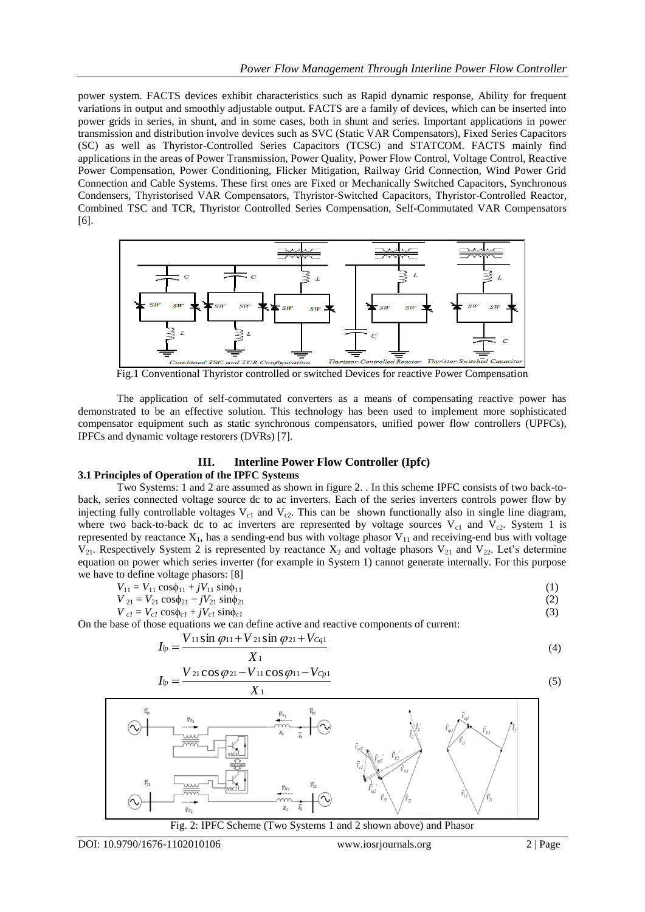power system. FACTS devices exhibit characteristics such as Rapid dynamic response, Ability for frequent variations in output and smoothly adjustable output. FACTS are a family of devices, which can be inserted into power grids in series, in shunt, and in some cases, both in shunt and series. Important applications in power transmission and distribution involve devices such as SVC (Static VAR Compensators), Fixed Series Capacitors (SC) as well as Thyristor-Controlled Series Capacitors (TCSC) and STATCOM. FACTS mainly find applications in the areas of Power Transmission, Power Quality, Power Flow Control, Voltage Control, Reactive Power Compensation, Power Conditioning, Flicker Mitigation, Railway Grid Connection, Wind Power Grid Connection and Cable Systems. These first ones are Fixed or Mechanically Switched Capacitors, Synchronous Condensers, Thyristorised VAR Compensators, Thyristor-Switched Capacitors, Thyristor-Controlled Reactor, Combined TSC and TCR, Thyristor Controlled Series Compensation, Self-Commutated VAR Compensators [6].

Fig.1 Conventional Thyristor controlled or switched Devices for reactive Power Compensation

The application of self-commutated converters as a means of compensating reactive power has demonstrated to be an effective solution. This technology has been used to implement more sophisticated compensator equipment such as static synchronous compensators, unified power flow controllers (UPFCs), IPFCs and dynamic voltage restorers (DVRs) [7].

## III. Interline Power Flow Controller (Ipfc)

### 3.1 Principles of Operation of the IPFC Systems

Two Systems: 1 and 2 are assumed as shown in figure 2. . In this scheme IPFC consists of two back-to-back, series connected voltage source dc to ac inverters. Each of the series inverters controls power flow by injecting fully controllable voltages $V_{c1}$ and $V_{c2}$. This can be shown functionally also in single line diagram, where two back-to-back dc to ac inverters are represented by voltage sources $V_{c1}$ and $V_{c2}$. System 1 is represented by reactance $X_1$, has a sending-end bus with voltage phasor $V_{11}$ and receiving-end bus with voltage $V_{21}$. Respectively System 2 is represented by reactance $X_2$ and voltage phasors $V_{21}$ and $V_{22}$. Let's determine equation on power which series inverter (for example in System 1) cannot generate internally. For this purpose we have to define voltage phasors: [8]

$$V_{11} = V_{11}\cos\phi_{11} + jV_{11}\sin\phi_{11} \tag{1}$$

$$V_{21} = V_{21}\cos\phi_{21} - jV_{21}\sin\phi_{21} \tag{2}$$

$$V_{c1} = V_{c1}\cos\phi_{c1} + jV_{c1}\sin\phi_{c1} \tag{3}$$

On the base of those equations we can define active and reactive components of current:

$$I_{lp} = \frac{V_{11}\sin\varphi_{11} + V_{21}\sin\varphi_{21} + V_{Cq1}}{X_1} \tag{4}$$

$$I_{lp} = \frac{V_{21}\cos\varphi_{21} - V_{11}\cos\varphi_{11} - V_{Cp1}}{X_1} \tag{5}$$

Fig. 2: IPFC Scheme (Two Systems 1 and 2 shown above) and Phasor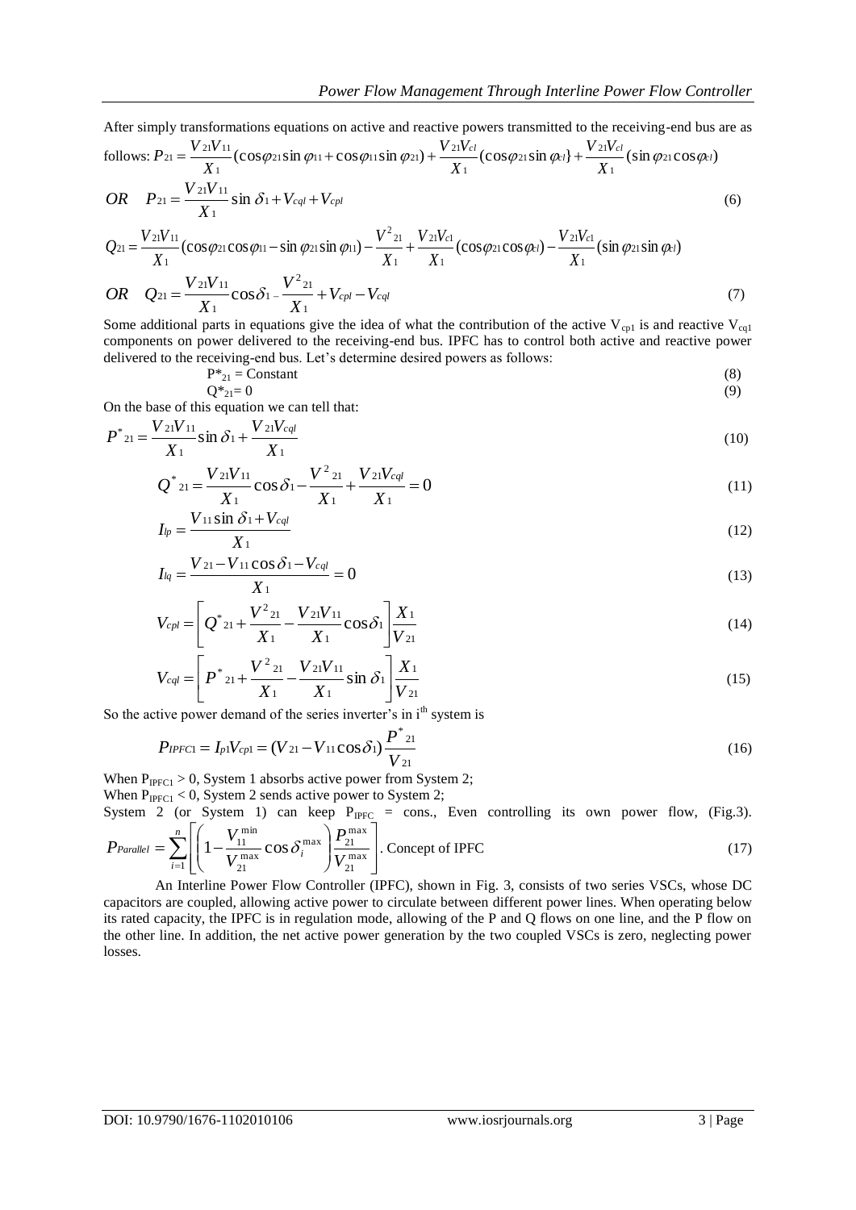After simply transformations equations on active and reactive powers transmitted to the receiving-end bus are as follows: $P_{21} = \frac{V_{21}V_{11}}{X_1}(\cos\varphi_{21}\sin\varphi_{11} + \cos\varphi_{11}\sin\varphi_{21}) + \frac{V_{21}V_{cl}}{X_1}(\cos\varphi_{21}\sin\varphi_{cl}\} + \frac{V_{21}V_{cl}}{X_1}(\sin\varphi_{21}\cos\varphi_{cl})$

$$OR \quad P_{21} = \frac{V_{21}V_{11}}{X_1}\sin\delta_1 + V_{cql} + V_{cpl} \tag{6}$$

$$Q_{21} = \frac{V_{21}V_{11}}{X_1}(\cos\varphi_{21}\cos\varphi_{11} - \sin\varphi_{21}\sin\varphi_{11}) - \frac{V^2{}_{21}}{X_1} + \frac{V_{21}V_{c1}}{X_1}(\cos\varphi_{21}\cos\varphi_{cl}) - \frac{V_{21}V_{c1}}{X_1}(\sin\varphi_{21}\sin\varphi_{cl})$$

$$OR \quad Q_{21} = \frac{V_{21}V_{11}}{X_1}\cos\delta_1 - \frac{V^2{}_{21}}{X_1} + V_{cpl} - V_{cql} \tag{7}$$

Some additional parts in equations give the idea of what the contribution of the active $V_{cp1}$ is and reactive $V_{cq1}$ components on power delivered to the receiving-end bus. IPFC has to control both active and reactive power delivered to the receiving-end bus. Let's determine desired powers as follows:

$$P^*_{21} = \text{Constant} \tag{8}$$

$$Q^*_{21} = 0 \tag{9}$$

On the base of this equation we can tell that:

$$P^*{}_{21} = \frac{V_{21}V_{11}}{X_1}\sin\delta_1 + \frac{V_{21}V_{cql}}{X_1} \tag{10}$$

$$Q^*{}_{21} = \frac{V_{21}V_{11}}{X_1}\cos\delta_1 - \frac{V^2{}_{21}}{X_1} + \frac{V_{21}V_{cql}}{X_1} = 0 \tag{11}$$

$$I_{lp} = \frac{V_{11}\sin\delta_1 + V_{cql}}{X_1} \tag{12}$$

$$I_{lq} = \frac{V_{21} - V_{11}\cos\delta_1 - V_{cql}}{X_1} = 0 \tag{13}$$

$$V_{cpl} = \left[Q^*{}_{21} + \frac{V^2{}_{21}}{X_1} - \frac{V_{21}V_{11}}{X_1}\cos\delta_1\right]\frac{X_1}{V_{21}} \tag{14}$$

$$V_{cql} = \left[P^*{}_{21} + \frac{V^2{}_{21}}{X_1} - \frac{V_{21}V_{11}}{X_1}\sin\delta_1\right]\frac{X_1}{V_{21}} \tag{15}$$

So the active power demand of the series inverter's in $i^{th}$ system is

$$P_{IPFC1} = I_{p1}V_{cp1} = (V_{21} - V_{11}\cos\delta_1)\frac{P^*{}_{21}}{V_{21}} \tag{16}$$

When $P_{IPFC1} > 0$, System 1 absorbs active power from System 2;
When $P_{IPFC1} < 0$, System 2 sends active power to System 2;
System 2 (or System 1) can keep $P_{IPFC}$ = cons., Even controlling its own power flow, (Fig.3).

$$P_{Parallel} = \sum_{i=1}^{n}\left[\left(1 - \frac{V_{11}^{\min}}{V_{21}^{\max}}\cos\delta_i^{\max}\right)\frac{P_{21}^{\max}}{V_{21}^{\max}}\right]. \text{ Concept of IPFC} \tag{17}$$

An Interline Power Flow Controller (IPFC), shown in Fig. 3, consists of two series VSCs, whose DC capacitors are coupled, allowing active power to circulate between different power lines. When operating below its rated capacity, the IPFC is in regulation mode, allowing of the P and Q flows on one line, and the P flow on the other line. In addition, the net active power generation by the two coupled VSCs is zero, neglecting power losses.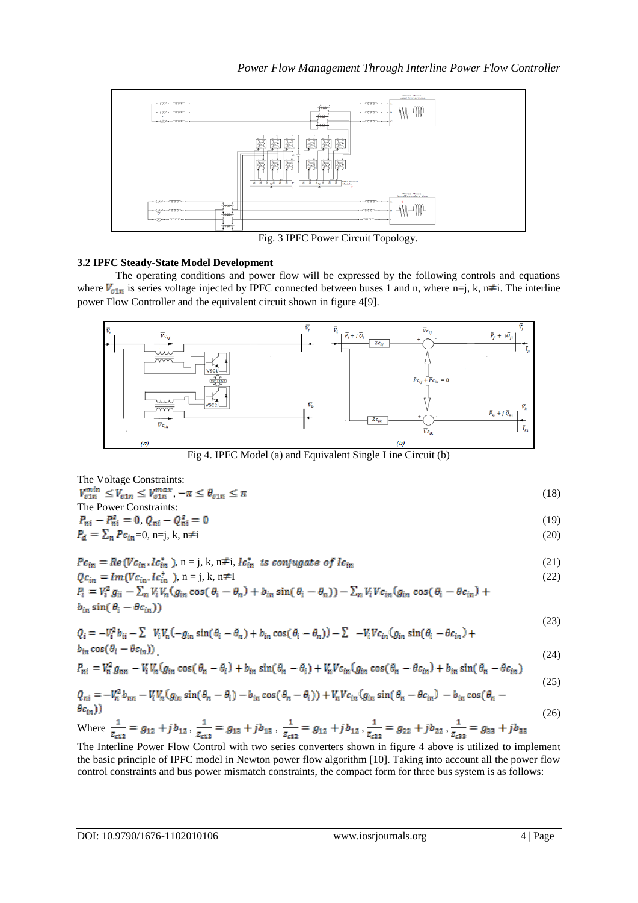Fig. 3 IPFC Power Circuit Topology.

### 3.2 IPFC Steady-State Model Development

The operating conditions and power flow will be expressed by the following controls and equations where $V_{c1n}$ is series voltage injected by IPFC connected between buses 1 and n, where n=j, k, n≠i. The interline power Flow Controller and the equivalent circuit shown in figure 4[9].

Fig 4. IPFC Model (a) and Equivalent Single Line Circuit (b)

The Voltage Constraints:

$$V_{c1n}^{min} \leq V_{c1n} \leq V_{c1n}^{max}, -\pi \leq \theta_{c1n} \leq \pi \tag{18}$$

The Power Constraints:

$$P_{ni} - P_{ni}^{s} = 0, \; Q_{ni} - Q_{ni}^{s} = 0 \tag{19}$$

$$P_d = \sum_n Pc_{in} = 0, \text{ n=j, k, n≠i} \tag{20}$$

$$Pc_{in} = Re(Vc_{in}.Ic_{in}^{*}), \text{ n = j, k, n≠i, } Ic_{in}^{*} \textit{ is conjugate of } Ic_{in} \tag{21}$$

$$Qc_{in} = Im(Vc_{in}.Ic_{in}^{*}), \text{ n = j, k, n≠I} \tag{22}$$

$$P_i = V_i^2 g_{ii} - \sum_n V_i V_n (g_{in}\cos(\theta_i - \theta_n) + b_{in}\sin(\theta_i - \theta_n)) - \sum_n V_i Vc_{in}(g_{in}\cos(\theta_i - \theta c_{in}) + b_{in}\sin(\theta_i - \theta c_{in})) \tag{23}$$

$$Q_i = -V_i^2 b_{ii} - \sum \; V_i V_n(-g_{in}\sin(\theta_i - \theta_n) + b_{in}\cos(\theta_i - \theta_n)) - \sum \; -V_i Vc_{in}(g_{in}\sin(\theta_i - \theta c_{in}) + b_{in}\cos(\theta_i - \theta c_{in})) \tag{24}$$

$$P_{ni} = V_n^2 g_{nn} - V_i V_n (g_{in}\cos(\theta_n - \theta_i) + b_{in}\sin(\theta_n - \theta_i)) + V_n Vc_{in}(g_{in}\cos(\theta_n - \theta c_{in}) + b_{in}\sin(\theta_n - \theta c_{in})) \tag{25}$$

$$Q_{ni} = -V_n^2 b_{nn} - V_i V_n (g_{in}\sin(\theta_n - \theta_i) - b_{in}\cos(\theta_n - \theta_i)) + V_n Vc_{in}(g_{in}\sin(\theta_n - \theta c_{in}) - b_{in}\cos(\theta_n - \theta c_{in})) \tag{26}$$

Where $\frac{1}{z_{c12}} = g_{12} + jb_{12}$, $\frac{1}{z_{c13}} = g_{13} + jb_{13}$, $\frac{1}{z_{c12}} = g_{12} + jb_{12}$, $\frac{1}{z_{c22}} = g_{22} + jb_{22}$, $\frac{1}{z_{c33}} = g_{33} + jb_{33}$

The Interline Power Flow Control with two series converters shown in figure 4 above is utilized to implement the basic principle of IPFC model in Newton power flow algorithm [10]. Taking into account all the power flow control constraints and bus power mismatch constraints, the compact form for three bus system is as follows: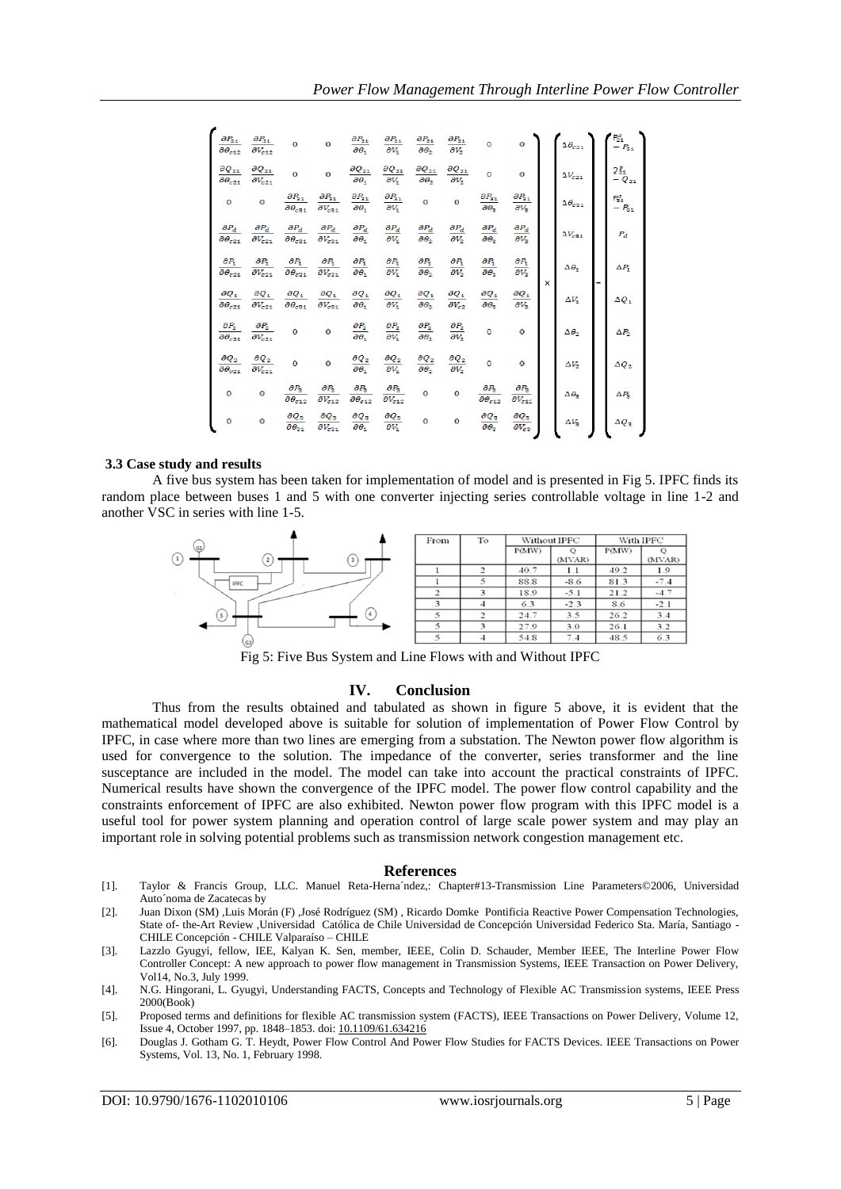$$
\begin{bmatrix}
\frac{\partial P_{21}}{\partial \theta_{c12}} & \frac{\partial P_{21}}{\partial V_{c12}} & 0 & 0 & \frac{\partial P_{21}}{\partial \theta_1} & \frac{\partial P_{21}}{\partial V_1} & \frac{\partial P_{21}}{\partial \theta_2} & \frac{\partial P_{21}}{\partial V_2} & 0 & 0 \\
\frac{\partial Q_{21}}{\partial \theta_{c21}} & \frac{\partial Q_{21}}{\partial V_{c21}} & 0 & 0 & \frac{\partial Q_{21}}{\partial \theta_1} & \frac{\partial Q_{21}}{\partial V_1} & \frac{\partial Q_{21}}{\partial \theta_2} & \frac{\partial Q_{21}}{\partial V_2} & 0 & 0 \\
0 & 0 & \frac{\partial P_{31}}{\partial \theta_{c31}} & \frac{\partial P_{31}}{\partial V_{c31}} & \frac{\partial P_{31}}{\partial \theta_1} & \frac{\partial P_{31}}{\partial V_1} & 0 & 0 & \frac{\partial P_{31}}{\partial \theta_3} & \frac{\partial P_{31}}{\partial V_3} \\
\frac{\partial P_d}{\partial \theta_{c21}} & \frac{\partial P_d}{\partial V_{c21}} & \frac{\partial P_d}{\partial \theta_{c31}} & \frac{\partial P_d}{\partial V_{c31}} & \frac{\partial P_d}{\partial \theta_1} & \frac{\partial P_d}{\partial V_1} & \frac{\partial P_d}{\partial \theta_2} & \frac{\partial P_d}{\partial V_2} & \frac{\partial P_d}{\partial \theta_3} & \frac{\partial P_d}{\partial V_3} \\
\frac{\partial P_1}{\partial \theta_{c21}} & \frac{\partial P_1}{\partial V_{c21}} & \frac{\partial P_1}{\partial \theta_{c31}} & \frac{\partial P_1}{\partial V_{c21}} & \frac{\partial P_1}{\partial \theta_1} & \frac{\partial P_1}{\partial V_1} & \frac{\partial P_1}{\partial \theta_2} & \frac{\partial P_1}{\partial V_2} & \frac{\partial P_1}{\partial \theta_3} & \frac{\partial P_1}{\partial V_3} \\
\frac{\partial Q_1}{\partial \theta_{c21}} & \frac{\partial Q_1}{\partial V_{c21}} & \frac{\partial Q_1}{\partial \theta_{c31}} & \frac{\partial Q_1}{\partial V_{c31}} & \frac{\partial Q_1}{\partial \theta_1} & \frac{\partial Q_1}{\partial V_1} & \frac{\partial Q_1}{\partial \theta_2} & \frac{\partial Q_1}{\partial V_{c2}} & \frac{\partial Q_1}{\partial \theta_3} & \frac{\partial Q_1}{\partial V_3} \\
\frac{\partial P_2}{\partial \theta_{c21}} & \frac{\partial P_2}{\partial V_{c21}} & 0 & 0 & \frac{\partial P_2}{\partial \theta_1} & \frac{\partial P_2}{\partial V_1} & \frac{\partial P_2}{\partial \theta_2} & \frac{\partial P_2}{\partial V_2} & 0 & 0 \\
\frac{\partial Q_2}{\partial \theta_{c21}} & \frac{\partial Q_2}{\partial V_{c21}} & 0 & 0 & \frac{\partial Q_2}{\partial \theta_1} & \frac{\partial Q_2}{\partial V_1} & \frac{\partial Q_2}{\partial \theta_2} & \frac{\partial Q_2}{\partial V_2} & 0 & 0 \\
0 & 0 & \frac{\partial P_3}{\partial \theta_{c12}} & \frac{\partial P_3}{\partial V_{c12}} & \frac{\partial P_3}{\partial \theta_{c12}} & \frac{\partial P_3}{\partial V_{c12}} & 0 & 0 & \frac{\partial P_3}{\partial \theta_{c12}} & \frac{\partial P_3}{\partial V_{c12}} \\
0 & 0 & \frac{\partial Q_3}{\partial \theta_{c1}} & \frac{\partial Q_3}{\partial V_{c21}} & \frac{\partial Q_3}{\partial \theta_1} & \frac{\partial Q_3}{\partial V_1} & 0 & 0 & \frac{\partial Q_3}{\partial \theta_3} & \frac{\partial Q_3}{\partial V_{c3}}
\end{bmatrix}
\times
\begin{bmatrix}
\Delta\theta_{c21} \\ \Delta V_{c21} \\ \Delta\theta_{c31} \\ \Delta V_{c31} \\ \Delta\theta_1 \\ \Delta V_1 \\ \Delta\theta_2 \\ \Delta V_2 \\ \Delta\theta_3 \\ \Delta V_3
\end{bmatrix}
=
\begin{bmatrix}
P_{21}^{s} - P_{21} \\ Q_{21}^{s} - Q_{21} \\ P_{31}^{s} - P_{31} \\ P_d \\ \Delta P_1 \\ \Delta Q_1 \\ \Delta P_2 \\ \Delta Q_2 \\ \Delta P_3 \\ \Delta Q_3
\end{bmatrix}
$$

### 3.3 Case study and results

A five bus system has been taken for implementation of model and is presented in Fig 5. IPFC finds its random place between buses 1 and 5 with one converter injecting series controllable voltage in line 1-2 and another VSC in series with line 1-5.

G1

1 2 3

IPFC

5 4

G2

| From | To | Without IPFC | | With IPFC | |
|---|---|---|---|---|---|
| | | P(MW) | Q (MVAR) | P(MW) | Q (MVAR) |
| 1 | 2 | 40.7 | 1.1 | 49.2 | 1.9 |
| 1 | 5 | 88.8 | -8.6 | 81.3 | -7.4 |
| 2 | 3 | 18.9 | -5.1 | 21.2 | -4.7 |
| 3 | 4 | 6.3 | -2.3 | 8.6 | -2.1 |
| 5 | 2 | 24.7 | 3.5 | 26.2 | 3.4 |
| 5 | 3 | 27.9 | 3.0 | 26.1 | 3.2 |
| 5 | 4 | 54.8 | 7.4 | 48.5 | 6.3 |

Fig 5: Five Bus System and Line Flows with and Without IPFC

## IV. Conclusion

Thus from the results obtained and tabulated as shown in figure 5 above, it is evident that the mathematical model developed above is suitable for solution of implementation of Power Flow Control by IPFC, in case where more than two lines are emerging from a substation. The Newton power flow algorithm is used for convergence to the solution. The impedance of the converter, series transformer and the line susceptance are included in the model. The model can take into account the practical constraints of IPFC. Numerical results have shown the convergence of the IPFC model. The power flow control capability and the constraints enforcement of IPFC are also exhibited. Newton power flow program with this IPFC model is a useful tool for power system planning and operation control of large scale power system and may play an important role in solving potential problems such as transmission network congestion management etc.

## References

[1]. Taylor & Francis Group, LLC. Manuel Reta-Herna´ndez,: Chapter#13-Transmission Line Parameters©2006, Universidad Auto´noma de Zacatecas by

[2]. Juan Dixon (SM) ,Luis Morán (F) ,José Rodríguez (SM) , Ricardo Domke Pontificia Reactive Power Compensation Technologies, State of- the-Art Review ,Universidad Católica de Chile Universidad de Concepción Universidad Federico Sta. María, Santiago - CHILE Concepción - CHILE Valparaíso – CHILE

[3]. Lazzlo Gyugyi, fellow, IEE, Kalyan K. Sen, member, IEEE, Colin D. Schauder, Member IEEE, The Interline Power Flow Controller Concept: A new approach to power flow management in Transmission Systems, IEEE Transaction on Power Delivery, Vol14, No.3, July 1999.

[4]. N.G. Hingorani, L. Gyugyi, Understanding FACTS, Concepts and Technology of Flexible AC Transmission systems, IEEE Press 2000(Book)

[5]. Proposed terms and definitions for flexible AC transmission system (FACTS), IEEE Transactions on Power Delivery, Volume 12, Issue 4, October 1997, pp. 1848–1853. doi: 10.1109/61.634216

[6]. Douglas J. Gotham G. T. Heydt, Power Flow Control And Power Flow Studies for FACTS Devices. IEEE Transactions on Power Systems, Vol. 13, No. 1, February 1998.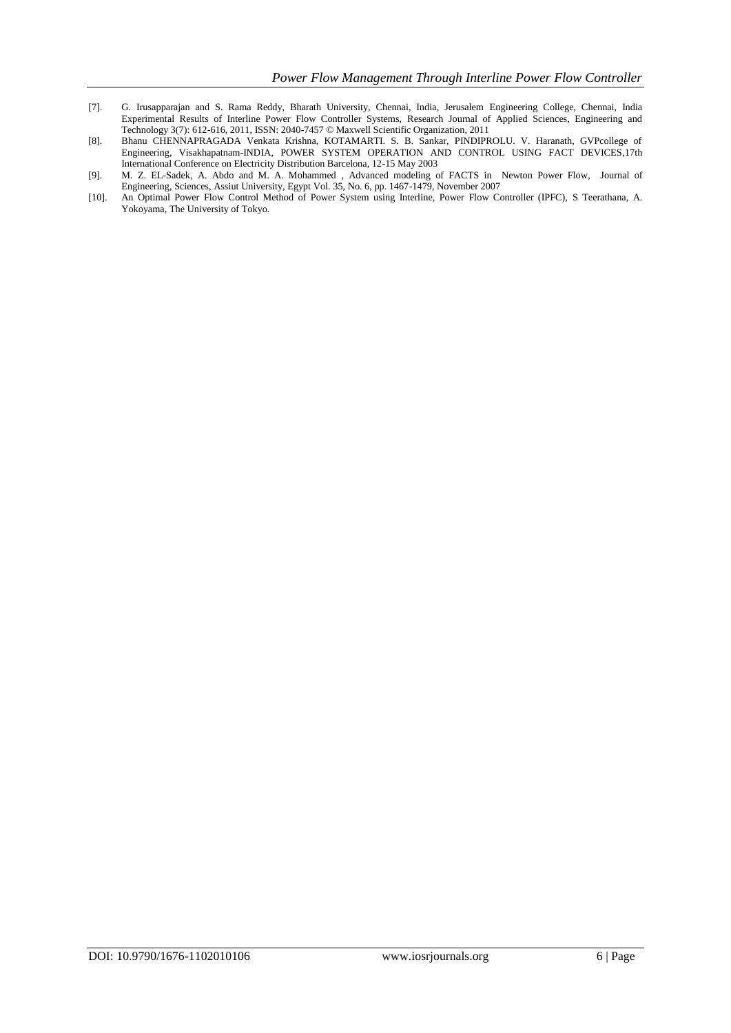[7]. G. Irusapparajan and S. Rama Reddy, Bharath University, Chennai, India, Jerusalem Engineering College, Chennai, India Experimental Results of Interline Power Flow Controller Systems, Research Journal of Applied Sciences, Engineering and Technology 3(7): 612-616, 2011, ISSN: 2040-7457 © Maxwell Scientific Organization, 2011

[8]. Bhanu CHENNAPRAGADA Venkata Krishna, KOTAMARTI. S. B. Sankar, PINDIPROLU. V. Haranath, GVPcollege of Engineering, Visakhapatnam-INDIA, POWER SYSTEM OPERATION AND CONTROL USING FACT DEVICES,17th International Conference on Electricity Distribution Barcelona, 12-15 May 2003

[9]. M. Z. EL-Sadek, A. Abdo and M. A. Mohammed , Advanced modeling of FACTS in Newton Power Flow, Journal of Engineering, Sciences, Assiut University, Egypt Vol. 35, No. 6, pp. 1467-1479, November 2007

[10]. An Optimal Power Flow Control Method of Power System using Interline, Power Flow Controller (IPFC), S Teerathana, A. Yokoyama, The University of Tokyo.